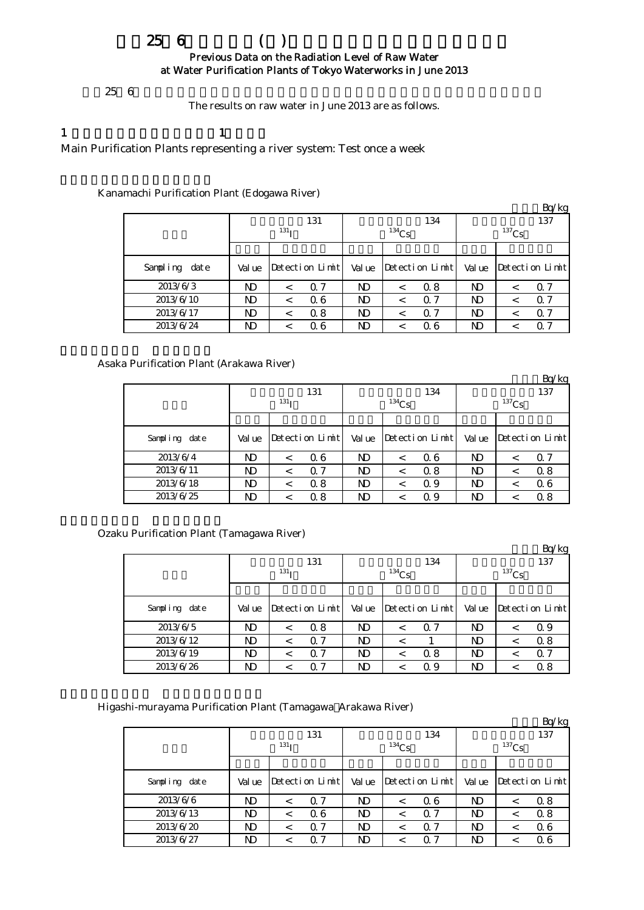# 25 6 ( )

## Previous Data on the Radiation Level of Raw Water at Water Purification Plants of Tokyo Waterworks in June 2013

25 6

The results on raw water in June 2013 are as follows.

1 1

Main Purification Plants representing a river system: Test once a week

Kanamachi Purification Plant (Edogawa River)

Bq/kg

| | 131 $^{131}I$ | | 134 $^{134}Cs$ | | 137 $^{137}Cs$ | |
|---|---|---|---|---|---|---|
| Sampling date | Value | Detection Limit | Value | Detection Limit | Value | Detection Limit |
| 2013/6/3 | ND | < 0.7 | ND | < 0.8 | ND | < 0.7 |
| 2013/6/10 | ND | < 0.6 | ND | < 0.7 | ND | < 0.7 |
| 2013/6/17 | ND | < 0.8 | ND | < 0.7 | ND | < 0.7 |
| 2013/6/24 | ND | < 0.6 | ND | < 0.6 | ND | < 0.7 |

Asaka Purification Plant (Arakawa River)

Bq/kg

| | 131 $^{131}I$ | | 134 $^{134}Cs$ | | 137 $^{137}Cs$ | |
|---|---|---|---|---|---|---|
| Sampling date | Value | Detection Limit | Value | Detection Limit | Value | Detection Limit |
| 2013/6/4 | ND | < 0.6 | ND | < 0.6 | ND | < 0.7 |
| 2013/6/11 | ND | < 0.7 | ND | < 0.8 | ND | < 0.8 |
| 2013/6/18 | ND | < 0.8 | ND | < 0.9 | ND | < 0.6 |
| 2013/6/25 | ND | < 0.8 | ND | < 0.9 | ND | < 0.8 |

Ozaku Purification Plant (Tamagawa River)

Bq/kg

| | 131 $^{131}I$ | | 134 $^{134}Cs$ | | 137 $^{137}Cs$ | |
|---|---|---|---|---|---|---|
| Sampling date | Value | Detection Limit | Value | Detection Limit | Value | Detection Limit |
| 2013/6/5 | ND | < 0.8 | ND | < 0.7 | ND | < 0.9 |
| 2013/6/12 | ND | < 0.7 | ND | < 1 | ND | < 0.8 |
| 2013/6/19 | ND | < 0.7 | ND | < 0.8 | ND | < 0.7 |
| 2013/6/26 | ND | < 0.7 | ND | < 0.9 | ND | < 0.8 |

Higashi-murayama Purification Plant (Tamagawa Arakawa River)

Bq/kg

| | 131 $^{131}I$ | | 134 $^{134}Cs$ | | 137 $^{137}Cs$ | |
|---|---|---|---|---|---|---|
| Sampling date | Value | Detection Limit | Value | Detection Limit | Value | Detection Limit |
| 2013/6/6 | ND | < 0.7 | ND | < 0.6 | ND | < 0.8 |
| 2013/6/13 | ND | < 0.6 | ND | < 0.7 | ND | < 0.8 |
| 2013/6/20 | ND | < 0.7 | ND | < 0.7 | ND | < 0.6 |
| 2013/6/27 | ND | < 0.7 | ND | < 0.7 | ND | < 0.6 |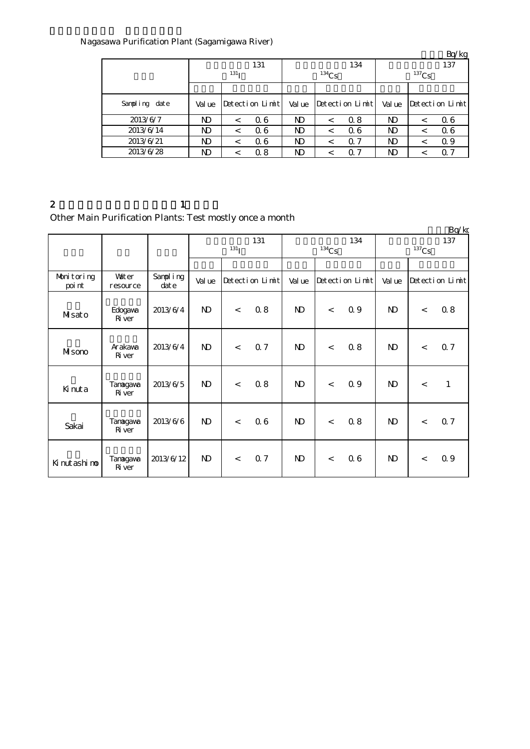Nagasawa Purification Plant (Sagamigawa River)

Bq/kg

| | 131 $^{131}$I | | | 134 $^{134}$Cs | | | 137 $^{137}$Cs | | |
|---|---|---|---|---|---|---|---|---|---|
| Sampling date | Value | Detection Limit | | Value | Detection Limit | | Value | Detection Limit | |
| 2013/6/7 | ND | < | 0.6 | ND | < | 0.8 | ND | < | 0.6 |
| 2013/6/14 | ND | < | 0.6 | ND | < | 0.6 | ND | < | 0.6 |
| 2013/6/21 | ND | < | 0.6 | ND | < | 0.7 | ND | < | 0.9 |
| 2013/6/28 | ND | < | 0.8 | ND | < | 0.7 | ND | < | 0.7 |

2 1

Other Main Purification Plants: Test mostly once a month

Bq/kg

| | | | 131 $^{131}$I | | | 134 $^{134}$Cs | | | 137 $^{137}$Cs | | |
|---|---|---|---|---|---|---|---|---|---|---|---|
| Monitoring point | Water resource | Sampling date | Value | Detection Limit | | Value | Detection Limit | | Value | Detection Limit | |
| Misato | Edogawa River | 2013/6/4 | ND | < | 0.8 | ND | < | 0.9 | ND | < | 0.8 |
| Misono | Arakawa River | 2013/6/4 | ND | < | 0.7 | ND | < | 0.8 | ND | < | 0.7 |
| Kinuta | Tamagawa River | 2013/6/5 | ND | < | 0.8 | ND | < | 0.9 | ND | < | 1 |
| Sakai | Tamagawa River | 2013/6/6 | ND | < | 0.6 | ND | < | 0.8 | ND | < | 0.7 |
| Kinutashimo | Tamagawa River | 2013/6/12 | ND | < | 0.7 | ND | < | 0.6 | ND | < | 0.9 |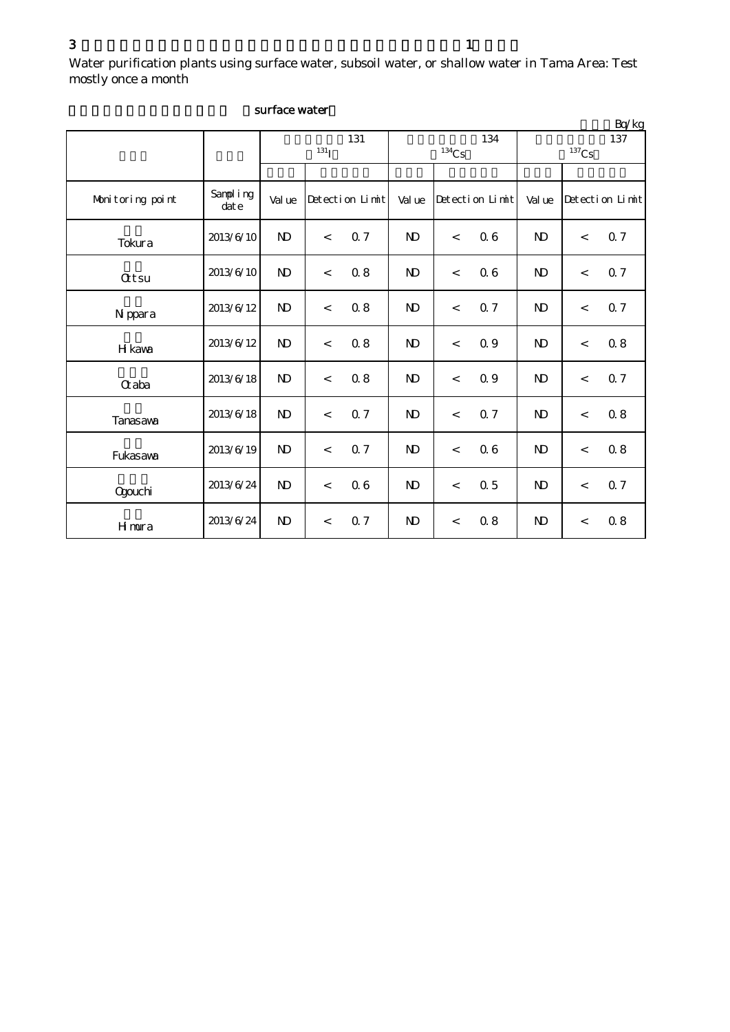3 1

Water purification plants using surface water, subsoil water, or shallow water in Tama Area: Test mostly once a month

surface water

Bq/kg

| | | 131 $^{131}I$ | | | 134 $^{134}Cs$ | | | 137 $^{137}Cs$ | | |
|---|---|---|---|---|---|---|---|---|---|---|
| Monitoring point | Sampling date | Value | Detection Limit | | Value | Detection Limit | | Value | Detection Limit | |
| Tokura | 2013/6/10 | ND | < | 0.7 | ND | < | 0.6 | ND | < | 0.7 |
| Ottsu | 2013/6/10 | ND | < | 0.8 | ND | < | 0.6 | ND | < | 0.7 |
| Nippara | 2013/6/12 | ND | < | 0.8 | ND | < | 0.7 | ND | < | 0.7 |
| Hikawa | 2013/6/12 | ND | < | 0.8 | ND | < | 0.9 | ND | < | 0.8 |
| Otaba | 2013/6/18 | ND | < | 0.8 | ND | < | 0.9 | ND | < | 0.7 |
| Tanasawa | 2013/6/18 | ND | < | 0.7 | ND | < | 0.7 | ND | < | 0.8 |
| Fukasawa | 2013/6/19 | ND | < | 0.7 | ND | < | 0.6 | ND | < | 0.8 |
| Ogouchi | 2013/6/24 | ND | < | 0.6 | ND | < | 0.5 | ND | < | 0.7 |
| Himura | 2013/6/24 | ND | < | 0.7 | ND | < | 0.8 | ND | < | 0.8 |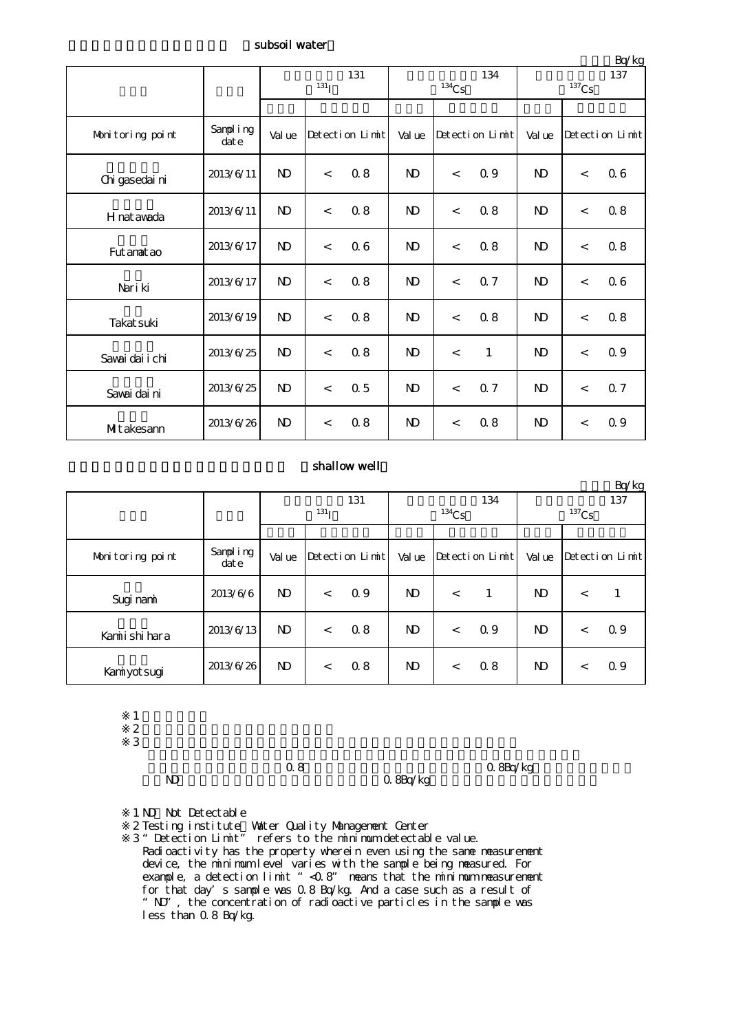（subsoil water）

Bq/kg

| | | 131 $^{131}$I | | | 134 $^{134}$Cs | | | 137 $^{137}$Cs | | |
|---|---|---|---|---|---|---|---|---|---|---|
| Monitoring point | Sampling date | Value | Detection Limit | | Value | Detection Limit | | Value | Detection Limit | |
| Chigasedaini | 2013/6/11 | ND | < | 0.8 | ND | < | 0.9 | ND | < | 0.6 |
| Hinatawada | 2013/6/11 | ND | < | 0.8 | ND | < | 0.8 | ND | < | 0.8 |
| Futamatao | 2013/6/17 | ND | < | 0.6 | ND | < | 0.8 | ND | < | 0.8 |
| Nariki | 2013/6/17 | ND | < | 0.8 | ND | < | 0.7 | ND | < | 0.6 |
| Takatsuki | 2013/6/19 | ND | < | 0.8 | ND | < | 0.8 | ND | < | 0.8 |
| Sawaidaiichi | 2013/6/25 | ND | < | 0.8 | ND | < | 1 | ND | < | 0.9 |
| Sawaidaini | 2013/6/25 | ND | < | 0.5 | ND | < | 0.7 | ND | < | 0.7 |
| Mitakesann | 2013/6/26 | ND | < | 0.8 | ND | < | 0.8 | ND | < | 0.9 |

（shallow well）

Bq/kg

| | | 131 $^{131}$I | | | 134 $^{134}$Cs | | | 137 $^{137}$Cs | | |
|---|---|---|---|---|---|---|---|---|---|---|
| Monitoring point | Sampling date | Value | Detection Limit | | Value | Detection Limit | | Value | Detection Limit | |
| Suginami | 2013/6/6 | ND | < | 0.9 | ND | < | 1 | ND | < | 1 |
| Kaminishihara | 2013/6/13 | ND | < | 0.8 | ND | < | 0.9 | ND | < | 0.9 |
| Kamiyotsugi | 2013/6/26 | ND | < | 0.8 | ND | < | 0.8 | ND | < | 0.9 |

※1
※2
※3

0.8 0.8Bq/kg
ND 0.8Bq/kg

※1 ND：Not Detectable
※2 Testing institute：Water Quality Management Center
※3 "Detection Limit" refers to the minimum detectable value.
Radioactivity has the property wherein even using the same measurement device, the minimum level varies with the sample being measured. For example, a detection limit "<0.8" means that the minimum measurement for that day's sample was 0.8 Bq/kg. And a case such as a result of "ND", the concentration of radioactive particles in the sample was less than 0.8 Bq/kg.